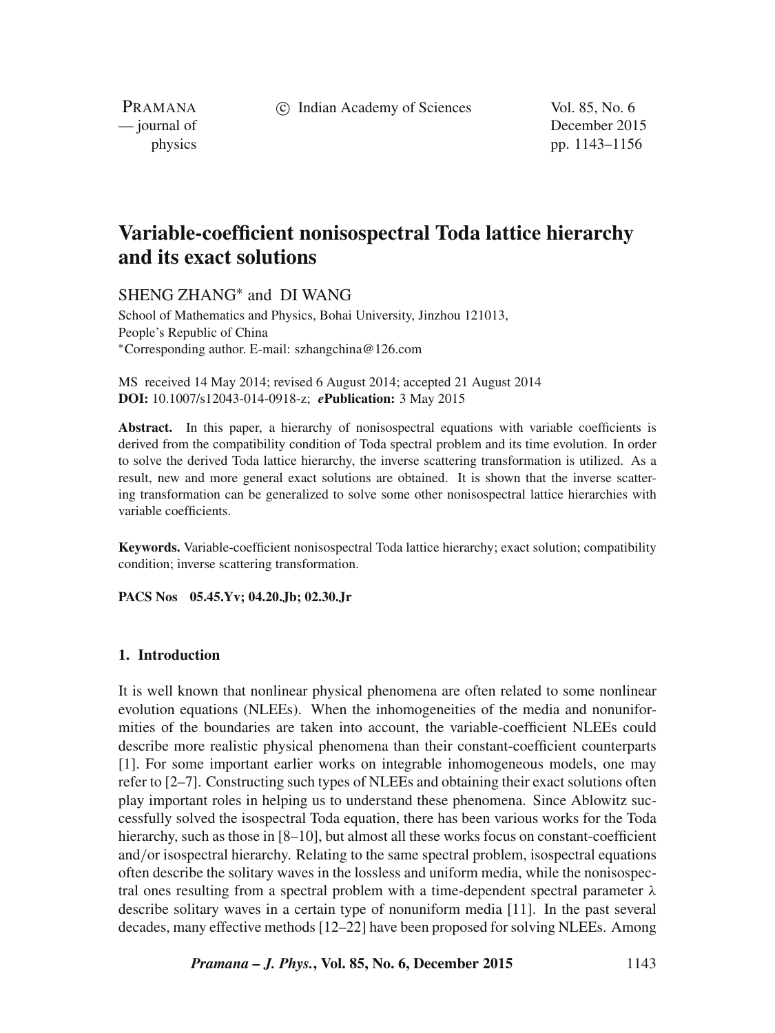# Variable-coefficient nonisospectral Toda lattice hierarchy and its exact solutions

SHENG ZHANG* and DI WANG

School of Mathematics and Physics, Bohai University, Jinzhou 121013, People's Republic of China

*Corresponding author. E-mail: szhangchina@126.com

MS received 14 May 2014; revised 6 August 2014; accepted 21 August 2014

**DOI:** 10.1007/s12043-014-0918-z; ***e*Publication:** 3 May 2015

**Abstract.** In this paper, a hierarchy of nonisospectral equations with variable coefficients is derived from the compatibility condition of Toda spectral problem and its time evolution. In order to solve the derived Toda lattice hierarchy, the inverse scattering transformation is utilized. As a result, new and more general exact solutions are obtained. It is shown that the inverse scattering transformation can be generalized to solve some other nonisospectral lattice hierarchies with variable coefficients.

**Keywords.** Variable-coefficient nonisospectral Toda lattice hierarchy; exact solution; compatibility condition; inverse scattering transformation.

**PACS Nos** 05.45.Yv; 04.20.Jb; 02.30.Jr

## 1. Introduction

It is well known that nonlinear physical phenomena are often related to some nonlinear evolution equations (NLEEs). When the inhomogeneities of the media and nonuniformities of the boundaries are taken into account, the variable-coefficient NLEEs could describe more realistic physical phenomena than their constant-coefficient counterparts [1]. For some important earlier works on integrable inhomogeneous models, one may refer to [2–7]. Constructing such types of NLEEs and obtaining their exact solutions often play important roles in helping us to understand these phenomena. Since Ablowitz successfully solved the isospectral Toda equation, there has been various works for the Toda hierarchy, such as those in [8–10], but almost all these works focus on constant-coefficient and/or isospectral hierarchy. Relating to the same spectral problem, isospectral equations often describe the solitary waves in the lossless and uniform media, while the nonisospectral ones resulting from a spectral problem with a time-dependent spectral parameter $\lambda$ describe solitary waves in a certain type of nonuniform media [11]. In the past several decades, many effective methods [12–22] have been proposed for solving NLEEs. Among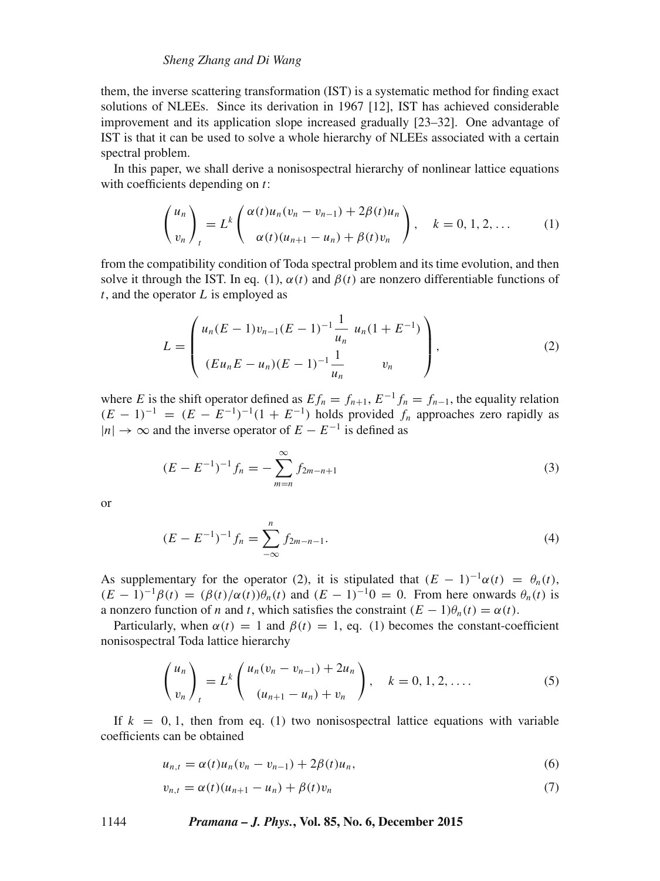them, the inverse scattering transformation (IST) is a systematic method for finding exact solutions of NLEEs. Since its derivation in 1967 [12], IST has achieved considerable improvement and its application slope increased gradually [23–32]. One advantage of IST is that it can be used to solve a whole hierarchy of NLEEs associated with a certain spectral problem.

In this paper, we shall derive a nonisospectral hierarchy of nonlinear lattice equations with coefficients depending on $t$:

$$\begin{pmatrix} u_n \\ v_n \end{pmatrix}_t = L^k \begin{pmatrix} \alpha(t) u_n (v_n - v_{n-1}) + 2\beta(t) u_n \\ \alpha(t)(u_{n+1} - u_n) + \beta(t) v_n \end{pmatrix}, \quad k = 0, 1, 2, \ldots \tag{1}$$

from the compatibility condition of Toda spectral problem and its time evolution, and then solve it through the IST. In eq. (1), $\alpha(t)$ and $\beta(t)$ are nonzero differentiable functions of $t$, and the operator $L$ is employed as

$$L = \begin{pmatrix} u_n (E-1) v_{n-1} (E-1)^{-1} \dfrac{1}{u_n} & u_n (1 + E^{-1}) \\ (E u_n E - u_n)(E-1)^{-1} \dfrac{1}{u_n} & v_n \end{pmatrix}, \tag{2}$$

where $E$ is the shift operator defined as $E f_n = f_{n+1}$, $E^{-1} f_n = f_{n-1}$, the equality relation $(E-1)^{-1} = (E - E^{-1})^{-1}(1 + E^{-1})$ holds provided $f_n$ approaches zero rapidly as $|n| \to \infty$ and the inverse operator of $E - E^{-1}$ is defined as

$$(E - E^{-1})^{-1} f_n = -\sum_{m=n}^{\infty} f_{2m-n+1} \tag{3}$$

or

$$(E - E^{-1})^{-1} f_n = \sum_{-\infty}^{n} f_{2m-n-1}. \tag{4}$$

As supplementary for the operator (2), it is stipulated that $(E-1)^{-1}\alpha(t) = \theta_n(t)$, $(E-1)^{-1}\beta(t) = (\beta(t)/\alpha(t))\theta_n(t)$ and $(E-1)^{-1} 0 = 0$. From here onwards $\theta_n(t)$ is a nonzero function of $n$ and $t$, which satisfies the constraint $(E-1)\theta_n(t) = \alpha(t)$.

Particularly, when $\alpha(t) = 1$ and $\beta(t) = 1$, eq. (1) becomes the constant-coefficient nonisospectral Toda lattice hierarchy

$$\begin{pmatrix} u_n \\ v_n \end{pmatrix}_t = L^k \begin{pmatrix} u_n (v_n - v_{n-1}) + 2u_n \\ (u_{n+1} - u_n) + v_n \end{pmatrix}, \quad k = 0, 1, 2, \ldots. \tag{5}$$

If $k = 0, 1$, then from eq. (1) two nonisospectral lattice equations with variable coefficients can be obtained

$$u_{n,t} = \alpha(t) u_n (v_n - v_{n-1}) + 2\beta(t) u_n, \tag{6}$$

$$v_{n,t} = \alpha(t)(u_{n+1} - u_n) + \beta(t) v_n \tag{7}$$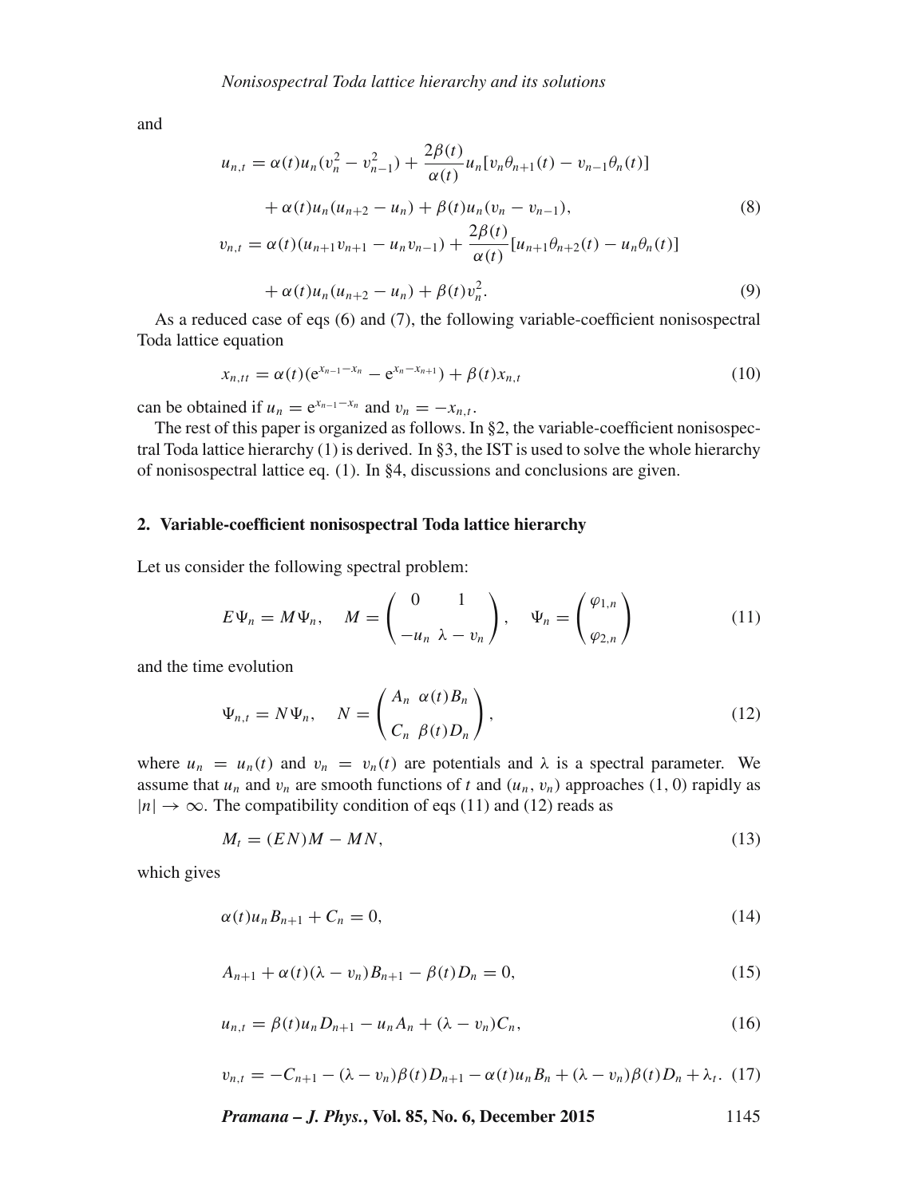and

$$u_{n,t} = \alpha(t)u_n(v_n^2 - v_{n-1}^2) + \frac{2\beta(t)}{\alpha(t)}u_n[v_n\theta_{n+1}(t) - v_{n-1}\theta_n(t)]$$
$$+ \alpha(t)u_n(u_{n+2} - u_n) + \beta(t)u_n(v_n - v_{n-1}), \tag{8}$$

$$v_{n,t} = \alpha(t)(u_{n+1}v_{n+1} - u_n v_{n-1}) + \frac{2\beta(t)}{\alpha(t)}[u_{n+1}\theta_{n+2}(t) - u_n\theta_n(t)]$$
$$+ \alpha(t)u_n(u_{n+2} - u_n) + \beta(t)v_n^2. \tag{9}$$

As a reduced case of eqs (6) and (7), the following variable-coefficient nonisospectral Toda lattice equation

$$x_{n,tt} = \alpha(t)(\mathrm{e}^{x_{n-1}-x_n} - \mathrm{e}^{x_n - x_{n+1}}) + \beta(t)x_{n,t} \tag{10}$$

can be obtained if $u_n = \mathrm{e}^{x_{n-1}-x_n}$ and $v_n = -x_{n,t}$.

The rest of this paper is organized as follows. In §2, the variable-coefficient nonisospectral Toda lattice hierarchy (1) is derived. In §3, the IST is used to solve the whole hierarchy of nonisospectral lattice eq. (1). In §4, discussions and conclusions are given.

## 2. Variable-coefficient nonisospectral Toda lattice hierarchy

Let us consider the following spectral problem:

$$E\Psi_n = M\Psi_n, \quad M = \begin{pmatrix} 0 & 1 \\ -u_n & \lambda - v_n \end{pmatrix}, \quad \Psi_n = \begin{pmatrix} \varphi_{1,n} \\ \varphi_{2,n} \end{pmatrix} \tag{11}$$

and the time evolution

$$\Psi_{n,t} = N\Psi_n, \quad N = \begin{pmatrix} A_n & \alpha(t)B_n \\ C_n & \beta(t)D_n \end{pmatrix}, \tag{12}$$

where $u_n = u_n(t)$ and $v_n = v_n(t)$ are potentials and $\lambda$ is a spectral parameter. We assume that $u_n$ and $v_n$ are smooth functions of $t$ and $(u_n, v_n)$ approaches $(1, 0)$ rapidly as $|n| \to \infty$. The compatibility condition of eqs (11) and (12) reads as

$$M_t = (EN)M - MN, \tag{13}$$

which gives

$$\alpha(t)u_n B_{n+1} + C_n = 0, \tag{14}$$

$$A_{n+1} + \alpha(t)(\lambda - v_n)B_{n+1} - \beta(t)D_n = 0, \tag{15}$$

$$u_{n,t} = \beta(t)u_n D_{n+1} - u_n A_n + (\lambda - v_n)C_n, \tag{16}$$

$$v_{n,t} = -C_{n+1} - (\lambda - v_n)\beta(t)D_{n+1} - \alpha(t)u_n B_n + (\lambda - v_n)\beta(t)D_n + \lambda_t. \tag{17}$$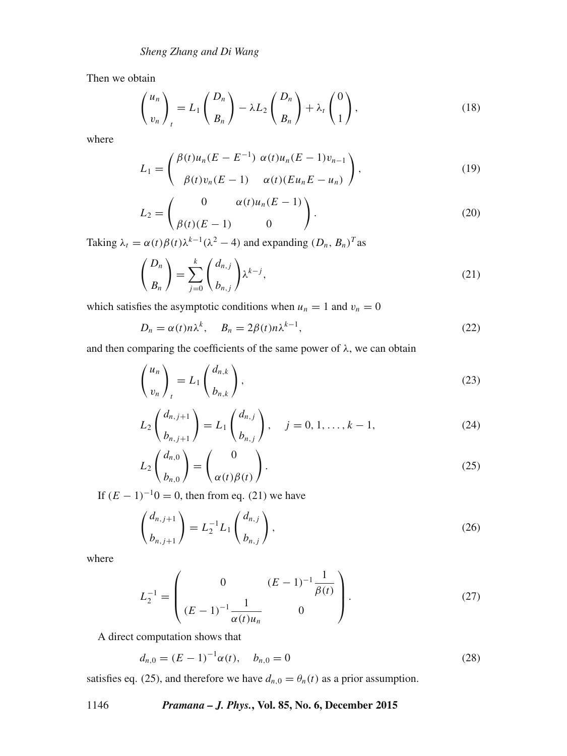Then we obtain

$$\begin{pmatrix} u_n \\ v_n \end{pmatrix}_t = L_1 \begin{pmatrix} D_n \\ B_n \end{pmatrix} - \lambda L_2 \begin{pmatrix} D_n \\ B_n \end{pmatrix} + \lambda_t \begin{pmatrix} 0 \\ 1 \end{pmatrix}, \tag{18}$$

where

$$L_1 = \begin{pmatrix} \beta(t)u_n(E - E^{-1}) & \alpha(t)u_n(E-1)v_{n-1} \\ \beta(t)v_n(E-1) & \alpha(t)(Eu_nE - u_n) \end{pmatrix}, \tag{19}$$

$$L_2 = \begin{pmatrix} 0 & \alpha(t)u_n(E-1) \\ \beta(t)(E-1) & 0 \end{pmatrix}. \tag{20}$$

Taking $\lambda_t = \alpha(t)\beta(t)\lambda^{k-1}(\lambda^2 - 4)$ and expanding $(D_n, B_n)^T$ as

$$\begin{pmatrix} D_n \\ B_n \end{pmatrix} = \sum_{j=0}^{k} \begin{pmatrix} d_{n,j} \\ b_{n,j} \end{pmatrix} \lambda^{k-j}, \tag{21}$$

which satisfies the asymptotic conditions when $u_n = 1$ and $v_n = 0$

$$D_n = \alpha(t)n\lambda^k, \quad B_n = 2\beta(t)n\lambda^{k-1}, \tag{22}$$

and then comparing the coefficients of the same power of $\lambda$, we can obtain

$$\begin{pmatrix} u_n \\ v_n \end{pmatrix}_t = L_1 \begin{pmatrix} d_{n,k} \\ b_{n,k} \end{pmatrix}, \tag{23}$$

$$L_2 \begin{pmatrix} d_{n,j+1} \\ b_{n,j+1} \end{pmatrix} = L_1 \begin{pmatrix} d_{n,j} \\ b_{n,j} \end{pmatrix}, \quad j = 0, 1, \ldots, k-1, \tag{24}$$

$$L_2 \begin{pmatrix} d_{n,0} \\ b_{n,0} \end{pmatrix} = \begin{pmatrix} 0 \\ \alpha(t)\beta(t) \end{pmatrix}. \tag{25}$$

If $(E-1)^{-1}0 = 0$, then from eq. (21) we have

$$\begin{pmatrix} d_{n,j+1} \\ b_{n,j+1} \end{pmatrix} = L_2^{-1} L_1 \begin{pmatrix} d_{n,j} \\ b_{n,j} \end{pmatrix}, \tag{26}$$

where

$$L_2^{-1} = \begin{pmatrix} 0 & (E-1)^{-1}\dfrac{1}{\beta(t)} \\ (E-1)^{-1}\dfrac{1}{\alpha(t)u_n} & 0 \end{pmatrix}. \tag{27}$$

A direct computation shows that

$$d_{n,0} = (E-1)^{-1}\alpha(t), \quad b_{n,0} = 0 \tag{28}$$

satisfies eq. (25), and therefore we have $d_{n,0} = \theta_n(t)$ as a prior assumption.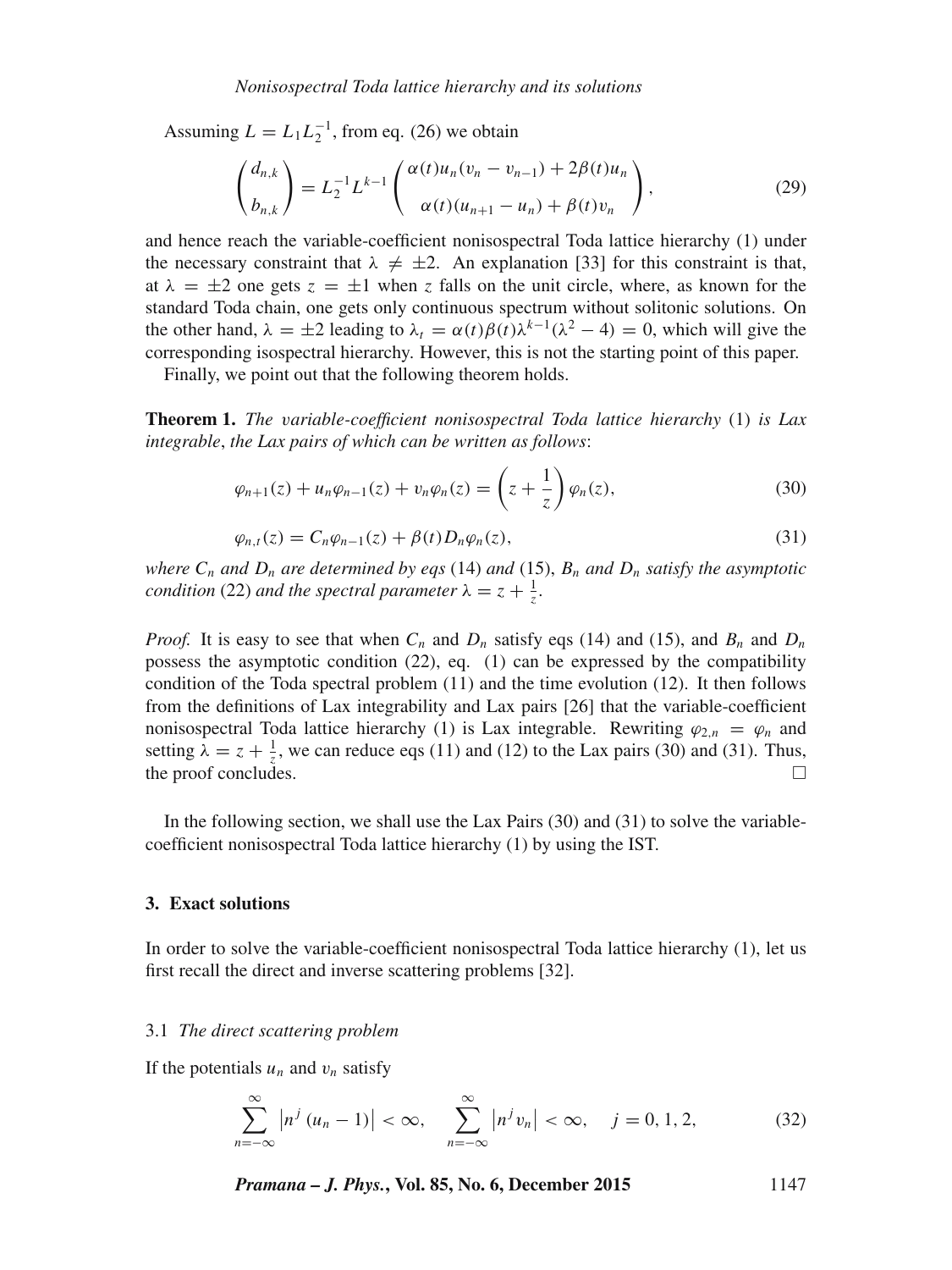Assuming $L = L_1 L_2^{-1}$, from eq. (26) we obtain

$$\begin{pmatrix} d_{n,k} \\ b_{n,k} \end{pmatrix} = L_2^{-1} L^{k-1} \begin{pmatrix} \alpha(t) u_n (v_n - v_{n-1}) + 2\beta(t) u_n \\ \alpha(t)(u_{n+1} - u_n) + \beta(t) v_n \end{pmatrix}, \tag{29}$$

and hence reach the variable-coefficient nonisospectral Toda lattice hierarchy (1) under the necessary constraint that $\lambda \neq \pm 2$. An explanation [33] for this constraint is that, at $\lambda = \pm 2$ one gets $z = \pm 1$ when $z$ falls on the unit circle, where, as known for the standard Toda chain, one gets only continuous spectrum without solitonic solutions. On the other hand, $\lambda = \pm 2$ leading to $\lambda_t = \alpha(t)\beta(t)\lambda^{k-1}(\lambda^2 - 4) = 0$, which will give the corresponding isospectral hierarchy. However, this is not the starting point of this paper.

Finally, we point out that the following theorem holds.

**Theorem 1.** *The variable-coefficient nonisospectral Toda lattice hierarchy* (1) *is Lax integrable*, *the Lax pairs of which can be written as follows*:

$$\varphi_{n+1}(z) + u_n \varphi_{n-1}(z) + v_n \varphi_n(z) = \left(z + \frac{1}{z}\right) \varphi_n(z), \tag{30}$$

$$\varphi_{n,t}(z) = C_n \varphi_{n-1}(z) + \beta(t) D_n \varphi_n(z), \tag{31}$$

*where $C_n$ and $D_n$ are determined by eqs* (14) *and* (15), *$B_n$ and $D_n$ satisfy the asymptotic condition* (22) *and the spectral parameter $\lambda = z + \frac{1}{z}$.*

*Proof.* It is easy to see that when $C_n$ and $D_n$ satisfy eqs (14) and (15), and $B_n$ and $D_n$ possess the asymptotic condition (22), eq. (1) can be expressed by the compatibility condition of the Toda spectral problem (11) and the time evolution (12). It then follows from the definitions of Lax integrability and Lax pairs [26] that the variable-coefficient nonisospectral Toda lattice hierarchy (1) is Lax integrable. Rewriting $\varphi_{2,n} = \varphi_n$ and setting $\lambda = z + \frac{1}{z}$, we can reduce eqs (11) and (12) to the Lax pairs (30) and (31). Thus, the proof concludes. $\square$

In the following section, we shall use the Lax Pairs (30) and (31) to solve the variable-coefficient nonisospectral Toda lattice hierarchy (1) by using the IST.

## 3. Exact solutions

In order to solve the variable-coefficient nonisospectral Toda lattice hierarchy (1), let us first recall the direct and inverse scattering problems [32].

### 3.1 *The direct scattering problem*

If the potentials $u_n$ and $v_n$ satisfy

$$\sum_{n=-\infty}^{\infty} \left| n^j (u_n - 1) \right| < \infty, \quad \sum_{n=-\infty}^{\infty} \left| n^j v_n \right| < \infty, \quad j = 0, 1, 2, \tag{32}$$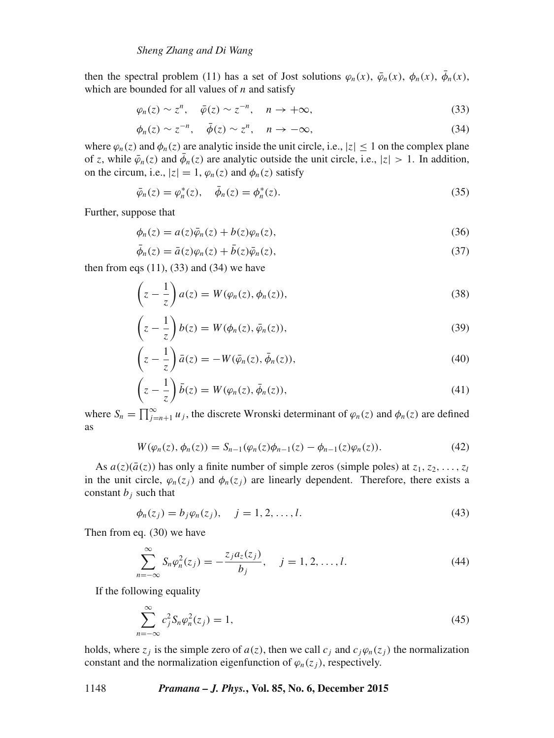then the spectral problem (11) has a set of Jost solutions $\varphi_n(x)$, $\bar{\varphi}_n(x)$, $\phi_n(x)$, $\bar{\phi}_n(x)$, which are bounded for all values of $n$ and satisfy

$$\varphi_n(z) \sim z^n, \quad \bar{\varphi}(z) \sim z^{-n}, \quad n \to +\infty, \tag{33}$$

$$\phi_n(z) \sim z^{-n}, \quad \bar{\phi}(z) \sim z^n, \quad n \to -\infty, \tag{34}$$

where $\varphi_n(z)$ and $\phi_n(z)$ are analytic inside the unit circle, i.e., $|z| \leq 1$ on the complex plane of $z$, while $\bar{\varphi}_n(z)$ and $\bar{\phi}_n(z)$ are analytic outside the unit circle, i.e., $|z| > 1$. In addition, on the circum, i.e., $|z| = 1$, $\varphi_n(z)$ and $\phi_n(z)$ satisfy

$$\bar{\varphi}_n(z) = \varphi_n^*(z), \quad \bar{\phi}_n(z) = \phi_n^*(z). \tag{35}$$

Further, suppose that

$$\phi_n(z) = a(z)\bar{\varphi}_n(z) + b(z)\varphi_n(z), \tag{36}$$

$$\bar{\phi}_n(z) = \bar{a}(z)\varphi_n(z) + \bar{b}(z)\bar{\varphi}_n(z), \tag{37}$$

then from eqs (11), (33) and (34) we have

$$\left(z - \frac{1}{z}\right) a(z) = W(\varphi_n(z), \phi_n(z)), \tag{38}$$

$$\left(z - \frac{1}{z}\right) b(z) = W(\phi_n(z), \bar{\varphi}_n(z)), \tag{39}$$

$$\left(z - \frac{1}{z}\right) \bar{a}(z) = -W(\bar{\varphi}_n(z), \bar{\phi}_n(z)), \tag{40}$$

$$\left(z - \frac{1}{z}\right) \bar{b}(z) = W(\varphi_n(z), \bar{\phi}_n(z)), \tag{41}$$

where $S_n = \prod_{j=n+1}^{\infty} u_j$, the discrete Wronski determinant of $\varphi_n(z)$ and $\phi_n(z)$ are defined as

$$W(\varphi_n(z), \phi_n(z)) = S_{n-1}(\varphi_n(z)\phi_{n-1}(z) - \phi_{n-1}(z)\varphi_n(z)). \tag{42}$$

As $a(z)(\bar{a}(z))$ has only a finite number of simple zeros (simple poles) at $z_1, z_2, \ldots, z_l$ in the unit circle, $\varphi_n(z_j)$ and $\phi_n(z_j)$ are linearly dependent. Therefore, there exists a constant $b_j$ such that

$$\phi_n(z_j) = b_j\varphi_n(z_j), \quad j = 1, 2, \ldots, l. \tag{43}$$

Then from eq. (30) we have

$$\sum_{n=-\infty}^{\infty} S_n\varphi_n^2(z_j) = -\frac{z_j a_z(z_j)}{b_j}, \quad j = 1, 2, \ldots, l. \tag{44}$$

If the following equality

$$\sum_{n=-\infty}^{\infty} c_j^2 S_n\varphi_n^2(z_j) = 1, \tag{45}$$

holds, where $z_j$ is the simple zero of $a(z)$, then we call $c_j$ and $c_j\varphi_n(z_j)$ the normalization constant and the normalization eigenfunction of $\varphi_n(z_j)$, respectively.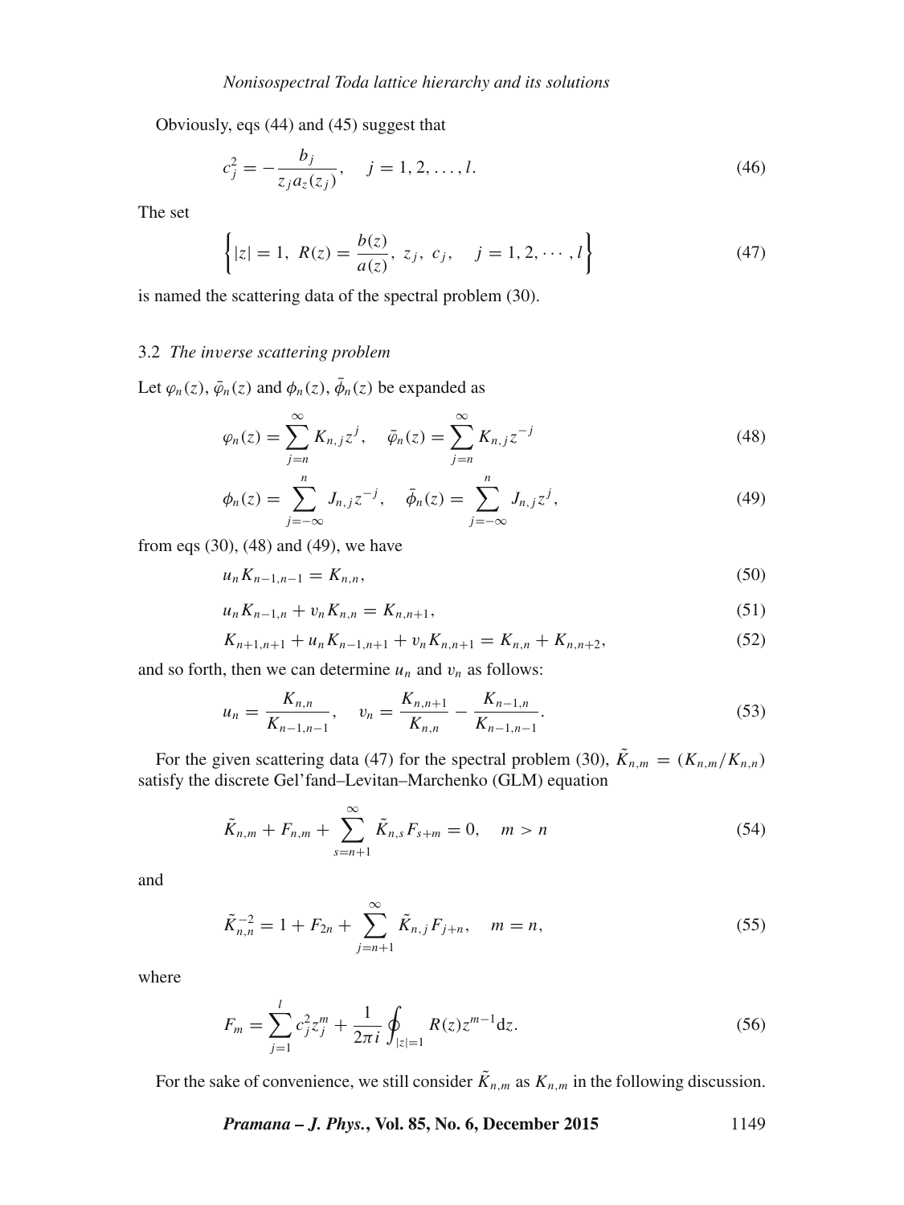Obviously, eqs (44) and (45) suggest that

$$c_j^2 = -\frac{b_j}{z_j a_z(z_j)}, \quad j = 1, 2, \ldots, l. \tag{46}$$

The set

$$\left\{ |z| = 1,\ R(z) = \frac{b(z)}{a(z)},\ z_j,\ c_j, \quad j = 1, 2, \cdots, l \right\} \tag{47}$$

is named the scattering data of the spectral problem (30).

### 3.2 *The inverse scattering problem*

Let $\varphi_n(z)$, $\bar{\varphi}_n(z)$ and $\phi_n(z)$, $\bar{\phi}_n(z)$ be expanded as

$$\varphi_n(z) = \sum_{j=n}^{\infty} K_{n,j} z^j, \quad \bar{\varphi}_n(z) = \sum_{j=n}^{\infty} K_{n,j} z^{-j} \tag{48}$$

$$\phi_n(z) = \sum_{j=-\infty}^{n} J_{n,j} z^{-j}, \quad \bar{\phi}_n(z) = \sum_{j=-\infty}^{n} J_{n,j} z^j, \tag{49}$$

from eqs (30), (48) and (49), we have

$$u_n K_{n-1,n-1} = K_{n,n}, \tag{50}$$

$$u_n K_{n-1,n} + v_n K_{n,n} = K_{n,n+1}, \tag{51}$$

$$K_{n+1,n+1} + u_n K_{n-1,n+1} + v_n K_{n,n+1} = K_{n,n} + K_{n,n+2}, \tag{52}$$

and so forth, then we can determine $u_n$ and $v_n$ as follows:

$$u_n = \frac{K_{n,n}}{K_{n-1,n-1}}, \quad v_n = \frac{K_{n,n+1}}{K_{n,n}} - \frac{K_{n-1,n}}{K_{n-1,n-1}}. \tag{53}$$

For the given scattering data (47) for the spectral problem (30), $\tilde{K}_{n,m} = (K_{n,m}/K_{n,n})$ satisfy the discrete Gel'fand–Levitan–Marchenko (GLM) equation

$$\tilde{K}_{n,m} + F_{n,m} + \sum_{s=n+1}^{\infty} \tilde{K}_{n,s} F_{s+m} = 0, \quad m > n \tag{54}$$

and

$$\tilde{K}_{n,n}^{-2} = 1 + F_{2n} + \sum_{j=n+1}^{\infty} \tilde{K}_{n,j} F_{j+n}, \quad m = n, \tag{55}$$

where

$$F_m = \sum_{j=1}^{l} c_j^2 z_j^m + \frac{1}{2\pi i} \oint_{|z|=1} R(z) z^{m-1} \mathrm{d}z. \tag{56}$$

For the sake of convenience, we still consider $\tilde{K}_{n,m}$ as $K_{n,m}$ in the following discussion.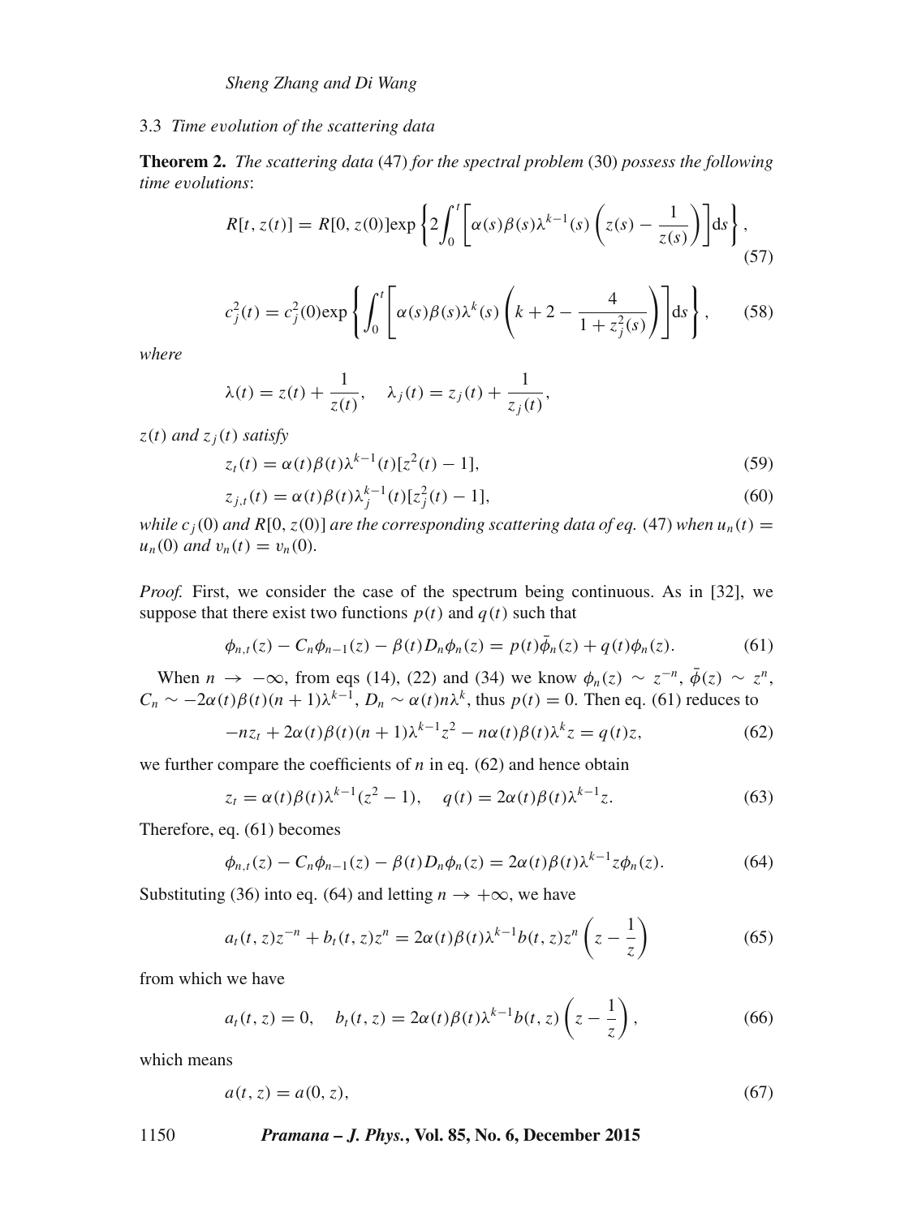### 3.3 *Time evolution of the scattering data*

**Theorem 2.** *The scattering data* (47) *for the spectral problem* (30) *possess the following time evolutions*:

$$R[t, z(t)] = R[0, z(0)]\exp\left\{2\int_0^t \left[\alpha(s)\beta(s)\lambda^{k-1}(s)\left(z(s) - \frac{1}{z(s)}\right)\right]\mathrm{d}s\right\}, \tag{57}$$

$$c_j^2(t) = c_j^2(0)\exp\left\{\int_0^t \left[\alpha(s)\beta(s)\lambda^k(s)\left(k + 2 - \frac{4}{1 + z_j^2(s)}\right)\right]\mathrm{d}s\right\}, \tag{58}$$

*where*

$$\lambda(t) = z(t) + \frac{1}{z(t)}, \quad \lambda_j(t) = z_j(t) + \frac{1}{z_j(t)},$$

*$z(t)$ and $z_j(t)$ satisfy*

$$z_t(t) = \alpha(t)\beta(t)\lambda^{k-1}(t)[z^2(t) - 1], \tag{59}$$

$$z_{j,t}(t) = \alpha(t)\beta(t)\lambda_j^{k-1}(t)[z_j^2(t) - 1], \tag{60}$$

*while $c_j(0)$ and $R[0, z(0)]$ are the corresponding scattering data of eq.* (47) *when $u_n(t) = u_n(0)$ and $v_n(t) = v_n(0)$.*

*Proof.* First, we consider the case of the spectrum being continuous. As in [32], we suppose that there exist two functions $p(t)$ and $q(t)$ such that

$$\phi_{n,t}(z) - C_n\phi_{n-1}(z) - \beta(t)D_n\phi_n(z) = p(t)\bar{\phi}_n(z) + q(t)\phi_n(z). \tag{61}$$

When $n \to -\infty$, from eqs (14), (22) and (34) we know $\phi_n(z) \sim z^{-n}$, $\bar{\phi}(z) \sim z^n$, $C_n \sim -2\alpha(t)\beta(t)(n+1)\lambda^{k-1}$, $D_n \sim \alpha(t)n\lambda^k$, thus $p(t) = 0$. Then eq. (61) reduces to

$$-nz_t + 2\alpha(t)\beta(t)(n+1)\lambda^{k-1}z^2 - n\alpha(t)\beta(t)\lambda^k z = q(t)z, \tag{62}$$

we further compare the coefficients of $n$ in eq. (62) and hence obtain

$$z_t = \alpha(t)\beta(t)\lambda^{k-1}(z^2 - 1), \quad q(t) = 2\alpha(t)\beta(t)\lambda^{k-1}z. \tag{63}$$

Therefore, eq. (61) becomes

$$\phi_{n,t}(z) - C_n\phi_{n-1}(z) - \beta(t)D_n\phi_n(z) = 2\alpha(t)\beta(t)\lambda^{k-1}z\phi_n(z). \tag{64}$$

Substituting (36) into eq. (64) and letting $n \to +\infty$, we have

$$a_t(t, z)z^{-n} + b_t(t, z)z^n = 2\alpha(t)\beta(t)\lambda^{k-1}b(t, z)z^n\left(z - \frac{1}{z}\right) \tag{65}$$

from which we have

$$a_t(t, z) = 0, \quad b_t(t, z) = 2\alpha(t)\beta(t)\lambda^{k-1}b(t, z)\left(z - \frac{1}{z}\right), \tag{66}$$

which means

$$a(t, z) = a(0, z), \tag{67}$$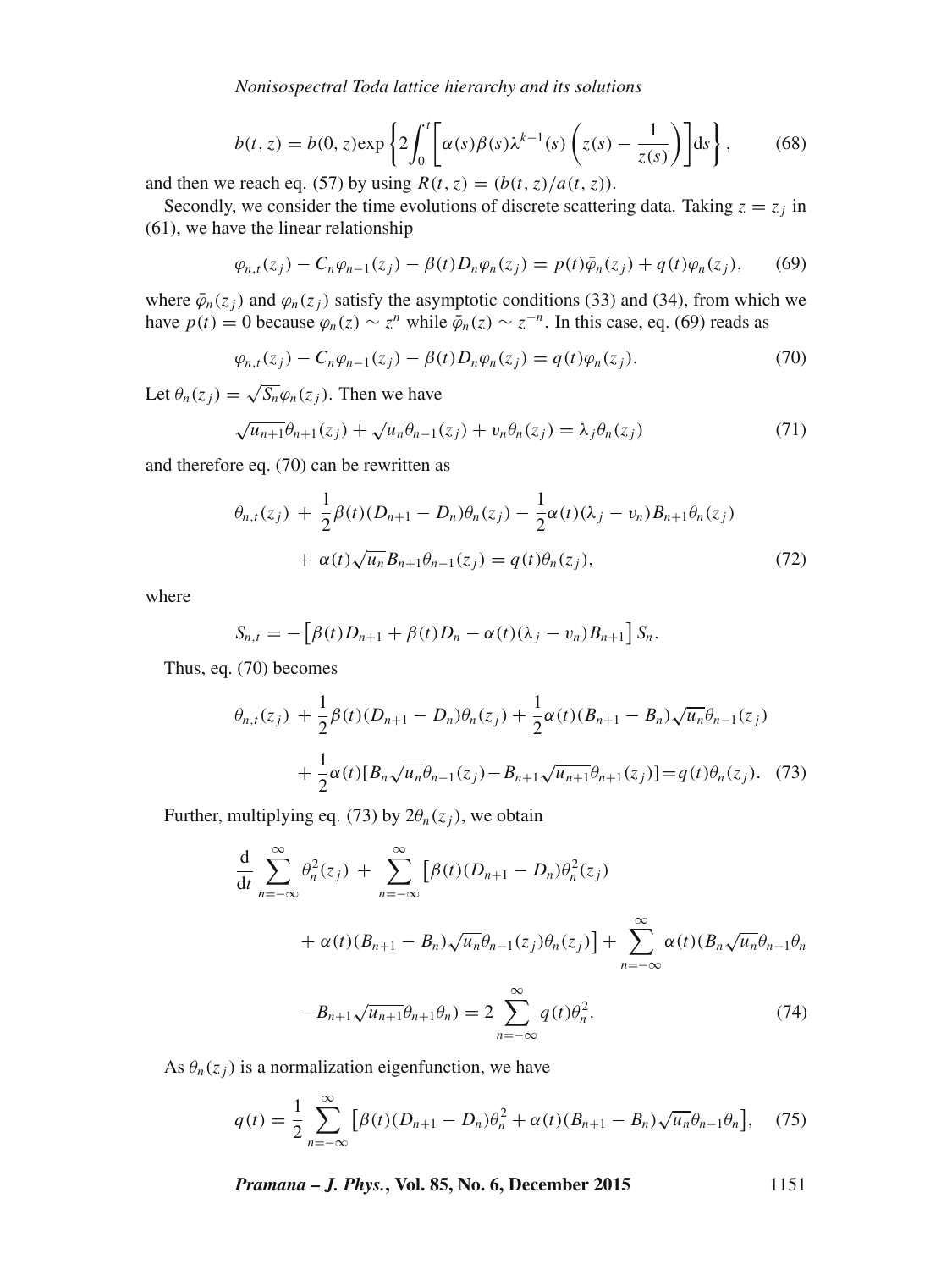$$b(t,z) = b(0,z)\exp\left\{2\int_0^t \left[\alpha(s)\beta(s)\lambda^{k-1}(s)\left(z(s) - \frac{1}{z(s)}\right)\right]\mathrm{d}s\right\}, \tag{68}$$

and then we reach eq. (57) by using $R(t,z) = (b(t,z)/a(t,z))$.

Secondly, we consider the time evolutions of discrete scattering data. Taking $z = z_j$ in (61), we have the linear relationship

$$\varphi_{n,t}(z_j) - C_n\varphi_{n-1}(z_j) - \beta(t)D_n\varphi_n(z_j) = p(t)\bar{\varphi}_n(z_j) + q(t)\varphi_n(z_j), \tag{69}$$

where $\bar{\varphi}_n(z_j)$ and $\varphi_n(z_j)$ satisfy the asymptotic conditions (33) and (34), from which we have $p(t) = 0$ because $\varphi_n(z) \sim z^n$ while $\bar{\varphi}_n(z) \sim z^{-n}$. In this case, eq. (69) reads as

$$\varphi_{n,t}(z_j) - C_n\varphi_{n-1}(z_j) - \beta(t)D_n\varphi_n(z_j) = q(t)\varphi_n(z_j). \tag{70}$$

Let $\theta_n(z_j) = \sqrt{S_n}\varphi_n(z_j)$. Then we have

$$\sqrt{u_{n+1}}\theta_{n+1}(z_j) + \sqrt{u_n}\theta_{n-1}(z_j) + v_n\theta_n(z_j) = \lambda_j\theta_n(z_j) \tag{71}$$

and therefore eq. (70) can be rewritten as

$$\begin{aligned}
&\theta_{n,t}(z_j) + \frac{1}{2}\beta(t)(D_{n+1} - D_n)\theta_n(z_j) - \frac{1}{2}\alpha(t)(\lambda_j - v_n)B_{n+1}\theta_n(z_j) \\
&\quad + \alpha(t)\sqrt{u_n}B_{n+1}\theta_{n-1}(z_j) = q(t)\theta_n(z_j),
\end{aligned} \tag{72}$$

where

$$S_{n,t} = -\left[\beta(t)D_{n+1} + \beta(t)D_n - \alpha(t)(\lambda_j - v_n)B_{n+1}\right]S_n.$$

Thus, eq. (70) becomes

$$\begin{aligned}
&\theta_{n,t}(z_j) + \frac{1}{2}\beta(t)(D_{n+1} - D_n)\theta_n(z_j) + \frac{1}{2}\alpha(t)(B_{n+1} - B_n)\sqrt{u_n}\theta_{n-1}(z_j) \\
&\quad + \frac{1}{2}\alpha(t)[B_n\sqrt{u_n}\theta_{n-1}(z_j) - B_{n+1}\sqrt{u_{n+1}}\theta_{n+1}(z_j)] = q(t)\theta_n(z_j).
\end{aligned} \tag{73}$$

Further, multiplying eq. (73) by $2\theta_n(z_j)$, we obtain

$$\begin{aligned}
&\frac{\mathrm{d}}{\mathrm{d}t}\sum_{n=-\infty}^{\infty}\theta_n^2(z_j) + \sum_{n=-\infty}^{\infty}\left[\beta(t)(D_{n+1} - D_n)\theta_n^2(z_j)\right. \\
&\quad \left. + \alpha(t)(B_{n+1} - B_n)\sqrt{u_n}\theta_{n-1}(z_j)\theta_n(z_j)\right] + \sum_{n=-\infty}^{\infty}\alpha(t)(B_n\sqrt{u_n}\theta_{n-1}\theta_n \\
&\quad - B_{n+1}\sqrt{u_{n+1}}\theta_{n+1}\theta_n) = 2\sum_{n=-\infty}^{\infty}q(t)\theta_n^2.
\end{aligned} \tag{74}$$

As $\theta_n(z_j)$ is a normalization eigenfunction, we have

$$q(t) = \frac{1}{2}\sum_{n=-\infty}^{\infty}\left[\beta(t)(D_{n+1} - D_n)\theta_n^2 + \alpha(t)(B_{n+1} - B_n)\sqrt{u_n}\theta_{n-1}\theta_n\right], \tag{75}$$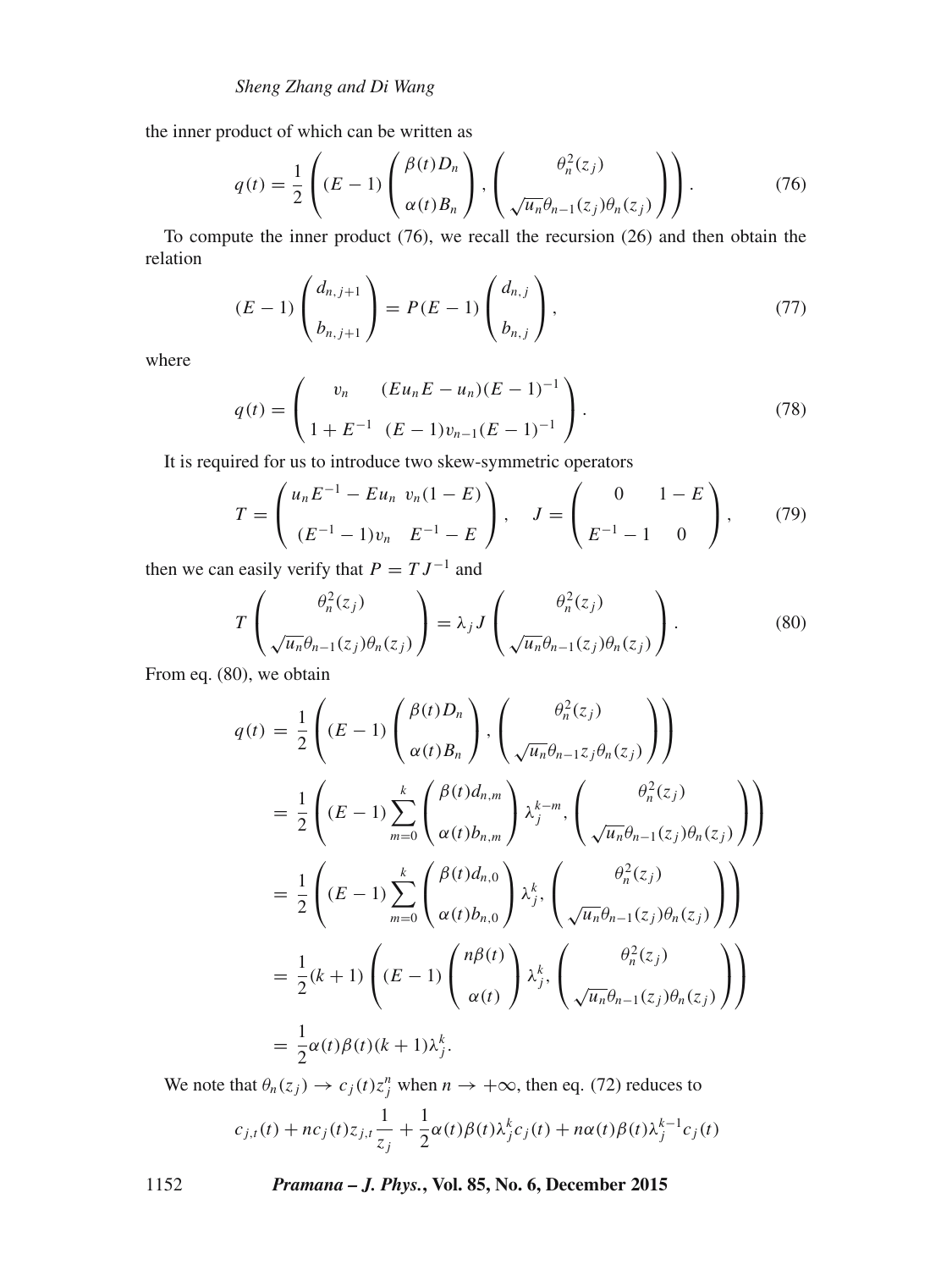the inner product of which can be written as

$$q(t) = \frac{1}{2}\left((E-1)\begin{pmatrix}\beta(t)D_n\\ \alpha(t)B_n\end{pmatrix}, \begin{pmatrix}\theta_n^2(z_j)\\ \sqrt{u_n}\theta_{n-1}(z_j)\theta_n(z_j)\end{pmatrix}\right). \tag{76}$$

To compute the inner product (76), we recall the recursion (26) and then obtain the relation

$$(E-1)\begin{pmatrix}d_{n,j+1}\\ b_{n,j+1}\end{pmatrix} = P(E-1)\begin{pmatrix}d_{n,j}\\ b_{n,j}\end{pmatrix}, \tag{77}$$

where

$$q(t) = \begin{pmatrix}v_n & (Eu_nE-u_n)(E-1)^{-1}\\ 1+E^{-1} & (E-1)v_{n-1}(E-1)^{-1}\end{pmatrix}. \tag{78}$$

It is required for us to introduce two skew-symmetric operators

$$T = \begin{pmatrix}u_nE^{-1}-Eu_n & v_n(1-E)\\ (E^{-1}-1)v_n & E^{-1}-E\end{pmatrix}, \quad J = \begin{pmatrix}0 & 1-E\\ E^{-1}-1 & 0\end{pmatrix}, \tag{79}$$

then we can easily verify that $P = TJ^{-1}$ and

$$T\begin{pmatrix}\theta_n^2(z_j)\\ \sqrt{u_n}\theta_{n-1}(z_j)\theta_n(z_j)\end{pmatrix} = \lambda_j J\begin{pmatrix}\theta_n^2(z_j)\\ \sqrt{u_n}\theta_{n-1}(z_j)\theta_n(z_j)\end{pmatrix}. \tag{80}$$

From eq. (80), we obtain

$$\begin{aligned}
q(t) &= \frac{1}{2}\left((E-1)\begin{pmatrix}\beta(t)D_n\\ \alpha(t)B_n\end{pmatrix}, \begin{pmatrix}\theta_n^2(z_j)\\ \sqrt{u_n}\theta_{n-1}z_j\theta_n(z_j)\end{pmatrix}\right)\\
&= \frac{1}{2}\left((E-1)\sum_{m=0}^{k}\begin{pmatrix}\beta(t)d_{n,m}\\ \alpha(t)b_{n,m}\end{pmatrix}\lambda_j^{k-m}, \begin{pmatrix}\theta_n^2(z_j)\\ \sqrt{u_n}\theta_{n-1}(z_j)\theta_n(z_j)\end{pmatrix}\right)\\
&= \frac{1}{2}\left((E-1)\sum_{m=0}^{k}\begin{pmatrix}\beta(t)d_{n,0}\\ \alpha(t)b_{n,0}\end{pmatrix}\lambda_j^{k}, \begin{pmatrix}\theta_n^2(z_j)\\ \sqrt{u_n}\theta_{n-1}(z_j)\theta_n(z_j)\end{pmatrix}\right)\\
&= \frac{1}{2}(k+1)\left((E-1)\begin{pmatrix}n\beta(t)\\ \alpha(t)\end{pmatrix}\lambda_j^{k}, \begin{pmatrix}\theta_n^2(z_j)\\ \sqrt{u_n}\theta_{n-1}(z_j)\theta_n(z_j)\end{pmatrix}\right)\\
&= \frac{1}{2}\alpha(t)\beta(t)(k+1)\lambda_j^k.
\end{aligned}$$

We note that $\theta_n(z_j) \to c_j(t)z_j^n$ when $n \to +\infty$, then eq. (72) reduces to

$$c_{j,t}(t) + nc_j(t)z_{j,t}\frac{1}{z_j} + \frac{1}{2}\alpha(t)\beta(t)\lambda_j^k c_j(t) + n\alpha(t)\beta(t)\lambda_j^{k-1}c_j(t)$$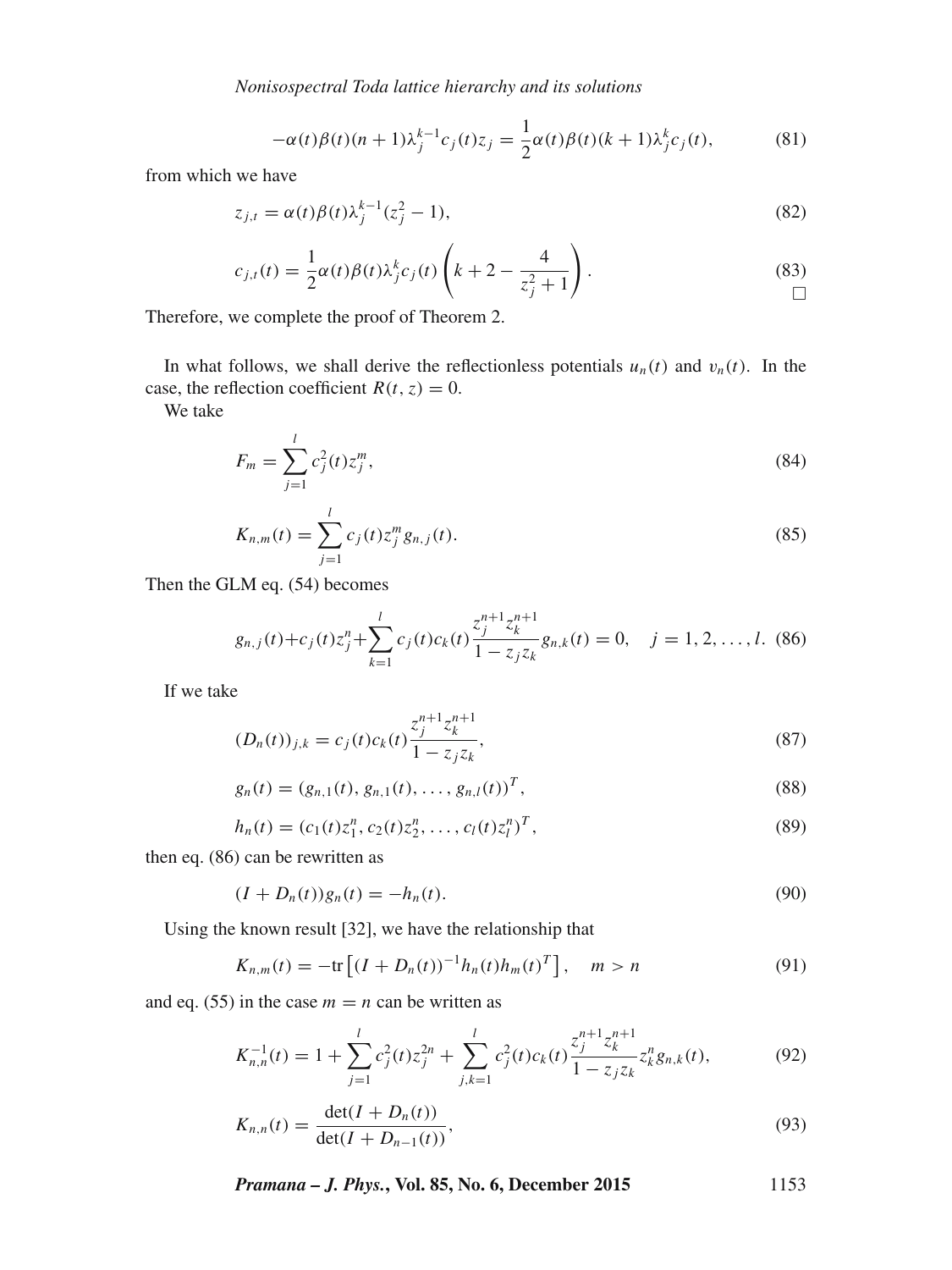$$-\alpha(t)\beta(t)(n+1)\lambda_j^{k-1}c_j(t)z_j = \frac{1}{2}\alpha(t)\beta(t)(k+1)\lambda_j^k c_j(t), \tag{81}$$

from which we have

$$z_{j,t} = \alpha(t)\beta(t)\lambda_j^{k-1}(z_j^2 - 1), \tag{82}$$

$$c_{j,t}(t) = \frac{1}{2}\alpha(t)\beta(t)\lambda_j^k c_j(t)\left(k + 2 - \frac{4}{z_j^2+1}\right). \tag{83}$$

□

Therefore, we complete the proof of Theorem 2.

In what follows, we shall derive the reflectionless potentials $u_n(t)$ and $v_n(t)$. In the case, the reflection coefficient $R(t, z) = 0$.

We take

$$F_m = \sum_{j=1}^{l} c_j^2(t) z_j^m, \tag{84}$$

$$K_{n,m}(t) = \sum_{j=1}^{l} c_j(t) z_j^m g_{n,j}(t). \tag{85}$$

Then the GLM eq. (54) becomes

$$g_{n,j}(t) + c_j(t)z_j^n + \sum_{k=1}^{l} c_j(t)c_k(t)\frac{z_j^{n+1}z_k^{n+1}}{1 - z_j z_k} g_{n,k}(t) = 0, \quad j = 1, 2, \ldots, l. \tag{86}$$

If we take

$$(D_n(t))_{j,k} = c_j(t)c_k(t)\frac{z_j^{n+1}z_k^{n+1}}{1 - z_j z_k}, \tag{87}$$

$$g_n(t) = (g_{n,1}(t), g_{n,1}(t), \ldots, g_{n,l}(t))^T, \tag{88}$$

$$h_n(t) = (c_1(t)z_1^n, c_2(t)z_2^n, \ldots, c_l(t)z_l^n)^T, \tag{89}$$

then eq. (86) can be rewritten as

$$(I + D_n(t))g_n(t) = -h_n(t). \tag{90}$$

Using the known result [32], we have the relationship that

$$K_{n,m}(t) = -\mathrm{tr}\left[(I + D_n(t))^{-1}h_n(t)h_m(t)^T\right], \quad m > n \tag{91}$$

and eq. (55) in the case $m = n$ can be written as

$$K_{n,n}^{-1}(t) = 1 + \sum_{j=1}^{l} c_j^2(t)z_j^{2n} + \sum_{j,k=1}^{l} c_j^2(t)c_k(t)\frac{z_j^{n+1}z_k^{n+1}}{1 - z_j z_k} z_k^n g_{n,k}(t), \tag{92}$$

$$K_{n,n}(t) = \frac{\det(I + D_n(t))}{\det(I + D_{n-1}(t))}, \tag{93}$$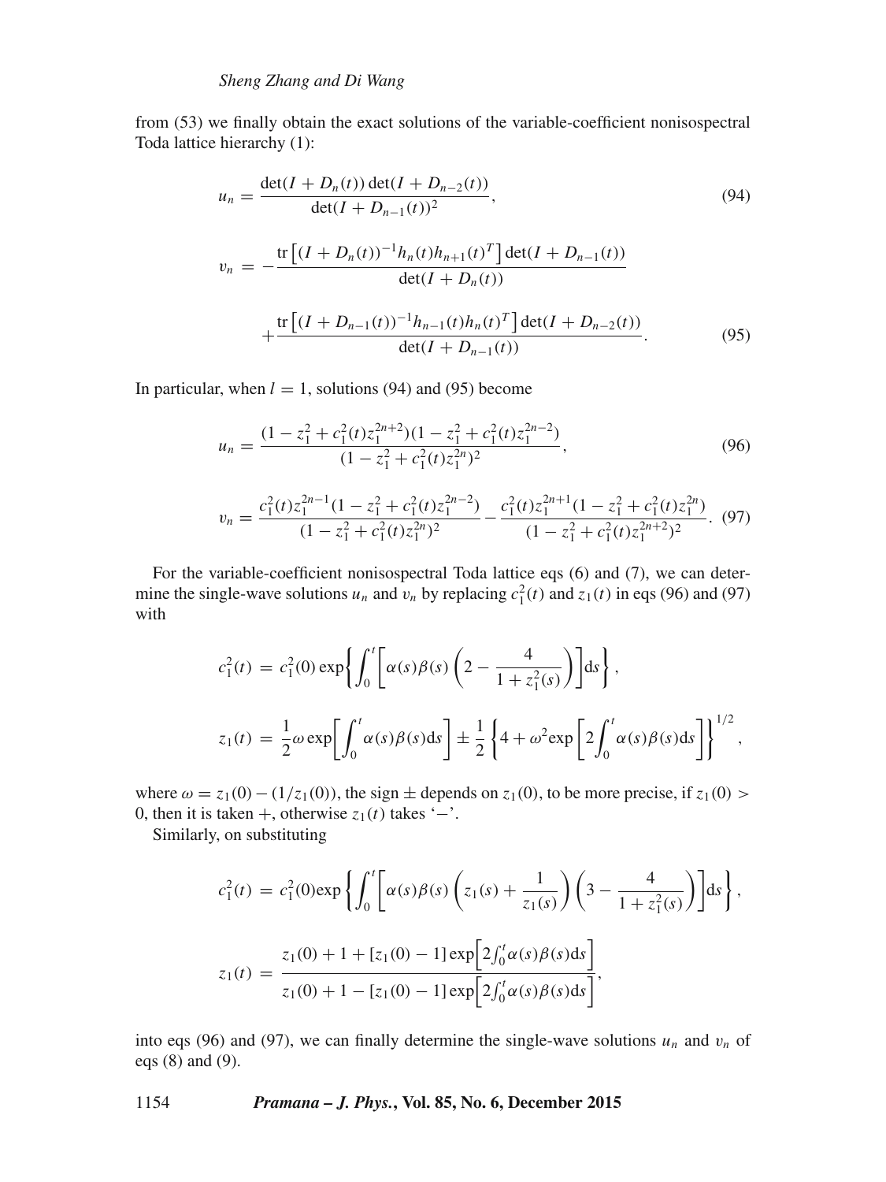from (53) we finally obtain the exact solutions of the variable-coefficient nonisospectral Toda lattice hierarchy (1):

$$u_n = \frac{\det(I + D_n(t))\det(I + D_{n-2}(t))}{\det(I + D_{n-1}(t))^2}, \tag{94}$$

$$\begin{aligned} v_n = & -\frac{\mathrm{tr}\left[(I + D_n(t))^{-1} h_n(t) h_{n+1}(t)^T\right]\det(I + D_{n-1}(t))}{\det(I + D_n(t))} \\ & + \frac{\mathrm{tr}\left[(I + D_{n-1}(t))^{-1} h_{n-1}(t) h_n(t)^T\right]\det(I + D_{n-2}(t))}{\det(I + D_{n-1}(t))}. \end{aligned} \tag{95}$$

In particular, when $l = 1$, solutions (94) and (95) become

$$u_n = \frac{(1 - z_1^2 + c_1^2(t) z_1^{2n+2})(1 - z_1^2 + c_1^2(t) z_1^{2n-2})}{(1 - z_1^2 + c_1^2(t) z_1^{2n})^2}, \tag{96}$$

$$v_n = \frac{c_1^2(t) z_1^{2n-1}(1 - z_1^2 + c_1^2(t) z_1^{2n-2})}{(1 - z_1^2 + c_1^2(t) z_1^{2n})^2} - \frac{c_1^2(t) z_1^{2n+1}(1 - z_1^2 + c_1^2(t) z_1^{2n})}{(1 - z_1^2 + c_1^2(t) z_1^{2n+2})^2}. \tag{97}$$

For the variable-coefficient nonisospectral Toda lattice eqs (6) and (7), we can determine the single-wave solutions $u_n$ and $v_n$ by replacing $c_1^2(t)$ and $z_1(t)$ in eqs (96) and (97) with

$$c_1^2(t) = c_1^2(0) \exp\left\{ \int_0^t \left[ \alpha(s)\beta(s) \left( 2 - \frac{4}{1 + z_1^2(s)} \right) \right] \mathrm{d}s \right\},$$

$$z_1(t) = \frac{1}{2}\omega \exp\left[ \int_0^t \alpha(s)\beta(s) \mathrm{d}s \right] \pm \frac{1}{2} \left\{ 4 + \omega^2 \exp\left[ 2\int_0^t \alpha(s)\beta(s) \mathrm{d}s \right] \right\}^{1/2},$$

where $\omega = z_1(0) - (1/z_1(0))$, the sign $\pm$ depends on $z_1(0)$, to be more precise, if $z_1(0) > 0$, then it is taken $+$, otherwise $z_1(t)$ takes '$-$'.

Similarly, on substituting

$$c_1^2(t) = c_1^2(0) \exp\left\{ \int_0^t \left[ \alpha(s)\beta(s) \left( z_1(s) + \frac{1}{z_1(s)} \right) \left( 3 - \frac{4}{1 + z_1^2(s)} \right) \right] \mathrm{d}s \right\},$$

$$z_1(t) = \frac{z_1(0) + 1 + [z_1(0) - 1] \exp\left[ 2\int_0^t \alpha(s)\beta(s) \mathrm{d}s \right]}{z_1(0) + 1 - [z_1(0) - 1] \exp\left[ 2\int_0^t \alpha(s)\beta(s) \mathrm{d}s \right]},$$

into eqs (96) and (97), we can finally determine the single-wave solutions $u_n$ and $v_n$ of eqs (8) and (9).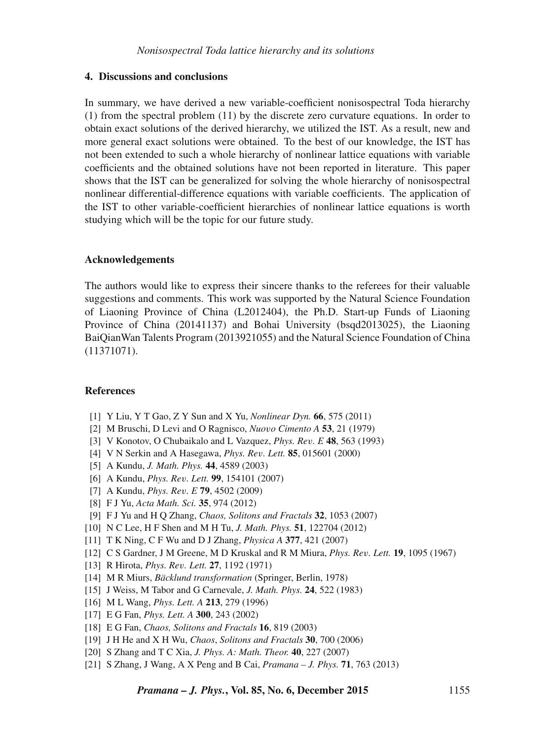## 4. Discussions and conclusions

In summary, we have derived a new variable-coefficient nonisospectral Toda hierarchy (1) from the spectral problem (11) by the discrete zero curvature equations. In order to obtain exact solutions of the derived hierarchy, we utilized the IST. As a result, new and more general exact solutions were obtained. To the best of our knowledge, the IST has not been extended to such a whole hierarchy of nonlinear lattice equations with variable coefficients and the obtained solutions have not been reported in literature. This paper shows that the IST can be generalized for solving the whole hierarchy of nonisospectral nonlinear differential-difference equations with variable coefficients. The application of the IST to other variable-coefficient hierarchies of nonlinear lattice equations is worth studying which will be the topic for our future study.

## Acknowledgements

The authors would like to express their sincere thanks to the referees for their valuable suggestions and comments. This work was supported by the Natural Science Foundation of Liaoning Province of China (L2012404), the Ph.D. Start-up Funds of Liaoning Province of China (20141137) and Bohai University (bsqd2013025), the Liaoning BaiQianWan Talents Program (2013921055) and the Natural Science Foundation of China (11371071).

## References

[1] Y Liu, Y T Gao, Z Y Sun and X Yu, *Nonlinear Dyn.* **66**, 575 (2011)
[2] M Bruschi, D Levi and O Ragnisco, *Nuovo Cimento A* **53**, 21 (1979)
[3] V Konotov, O Chubaikalo and L Vazquez, *Phys. Rev. E* **48**, 563 (1993)
[4] V N Serkin and A Hasegawa, *Phys. Rev. Lett.* **85**, 015601 (2000)
[5] A Kundu, *J. Math. Phys.* **44**, 4589 (2003)
[6] A Kundu, *Phys. Rev. Lett.* **99**, 154101 (2007)
[7] A Kundu, *Phys. Rev. E* **79**, 4502 (2009)
[8] F J Yu, *Acta Math. Sci.* **35**, 974 (2012)
[9] F J Yu and H Q Zhang, *Chaos, Solitons and Fractals* **32**, 1053 (2007)
[10] N C Lee, H F Shen and M H Tu, *J. Math. Phys.* **51**, 122704 (2012)
[11] T K Ning, C F Wu and D J Zhang, *Physica A* **377**, 421 (2007)
[12] C S Gardner, J M Greene, M D Kruskal and R M Miura, *Phys. Rev. Lett.* **19**, 1095 (1967)
[13] R Hirota, *Phys. Rev. Lett.* **27**, 1192 (1971)
[14] M R Miurs, *Bäcklund transformation* (Springer, Berlin, 1978)
[15] J Weiss, M Tabor and G Carnevale, *J. Math. Phys.* **24**, 522 (1983)
[16] M L Wang, *Phys. Lett. A* **213**, 279 (1996)
[17] E G Fan, *Phys. Lett. A* **300**, 243 (2002)
[18] E G Fan, *Chaos, Solitons and Fractals* **16**, 819 (2003)
[19] J H He and X H Wu, *Chaos, Solitons and Fractals* **30**, 700 (2006)
[20] S Zhang and T C Xia, *J. Phys. A: Math. Theor.* **40**, 227 (2007)
[21] S Zhang, J Wang, A X Peng and B Cai, *Pramana – J. Phys.* **71**, 763 (2013)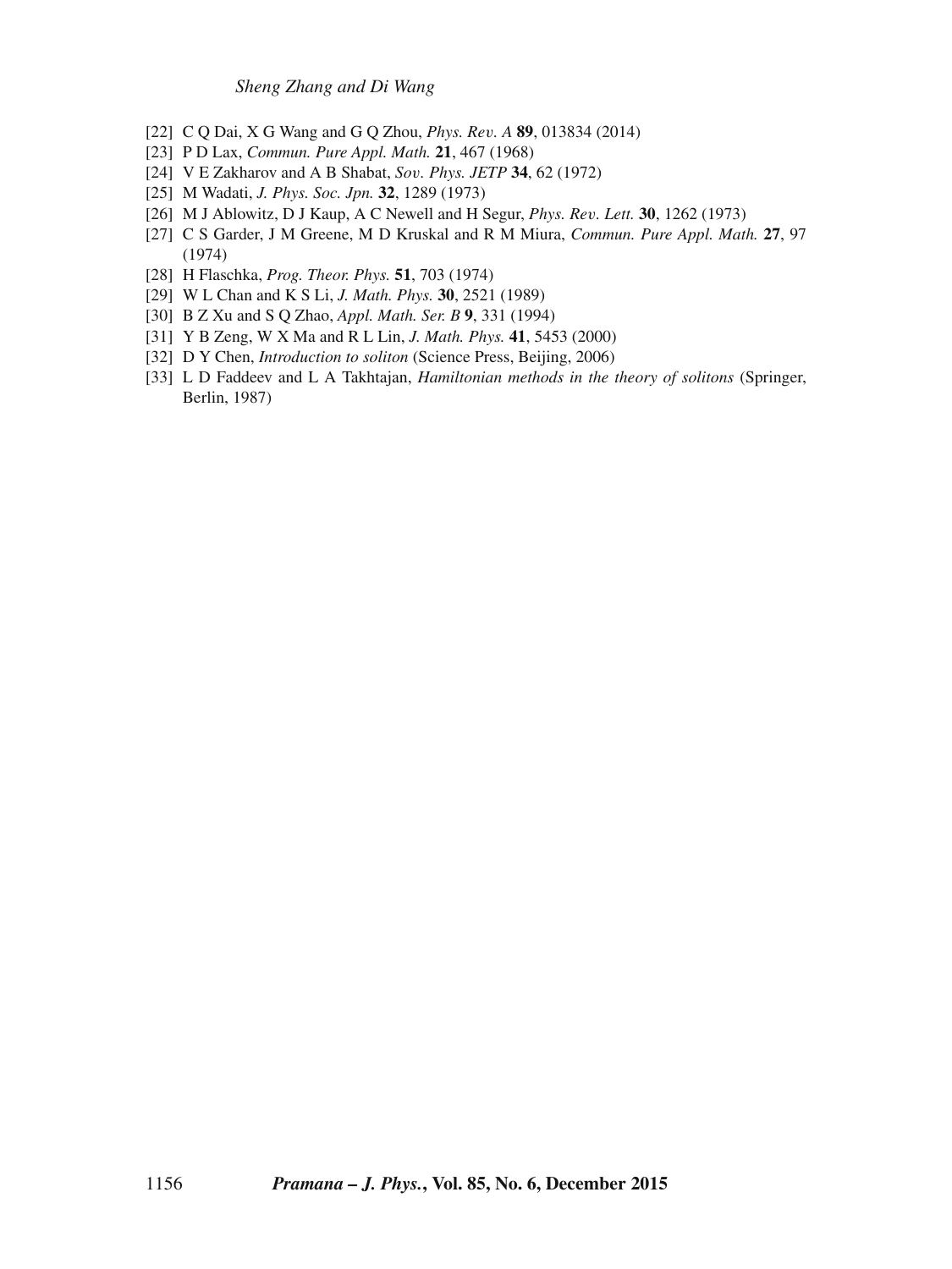[22] C Q Dai, X G Wang and G Q Zhou, *Phys. Rev. A* **89**, 013834 (2014)
[23] P D Lax, *Commun. Pure Appl. Math.* **21**, 467 (1968)
[24] V E Zakharov and A B Shabat, *Sov. Phys. JETP* **34**, 62 (1972)
[25] M Wadati, *J. Phys. Soc. Jpn.* **32**, 1289 (1973)
[26] M J Ablowitz, D J Kaup, A C Newell and H Segur, *Phys. Rev. Lett.* **30**, 1262 (1973)
[27] C S Garder, J M Greene, M D Kruskal and R M Miura, *Commun. Pure Appl. Math.* **27**, 97 (1974)
[28] H Flaschka, *Prog. Theor. Phys.* **51**, 703 (1974)
[29] W L Chan and K S Li, *J. Math. Phys.* **30**, 2521 (1989)
[30] B Z Xu and S Q Zhao, *Appl. Math. Ser. B* **9**, 331 (1994)
[31] Y B Zeng, W X Ma and R L Lin, *J. Math. Phys.* **41**, 5453 (2000)
[32] D Y Chen, *Introduction to soliton* (Science Press, Beijing, 2006)
[33] L D Faddeev and L A Takhtajan, *Hamiltonian methods in the theory of solitons* (Springer, Berlin, 1987)